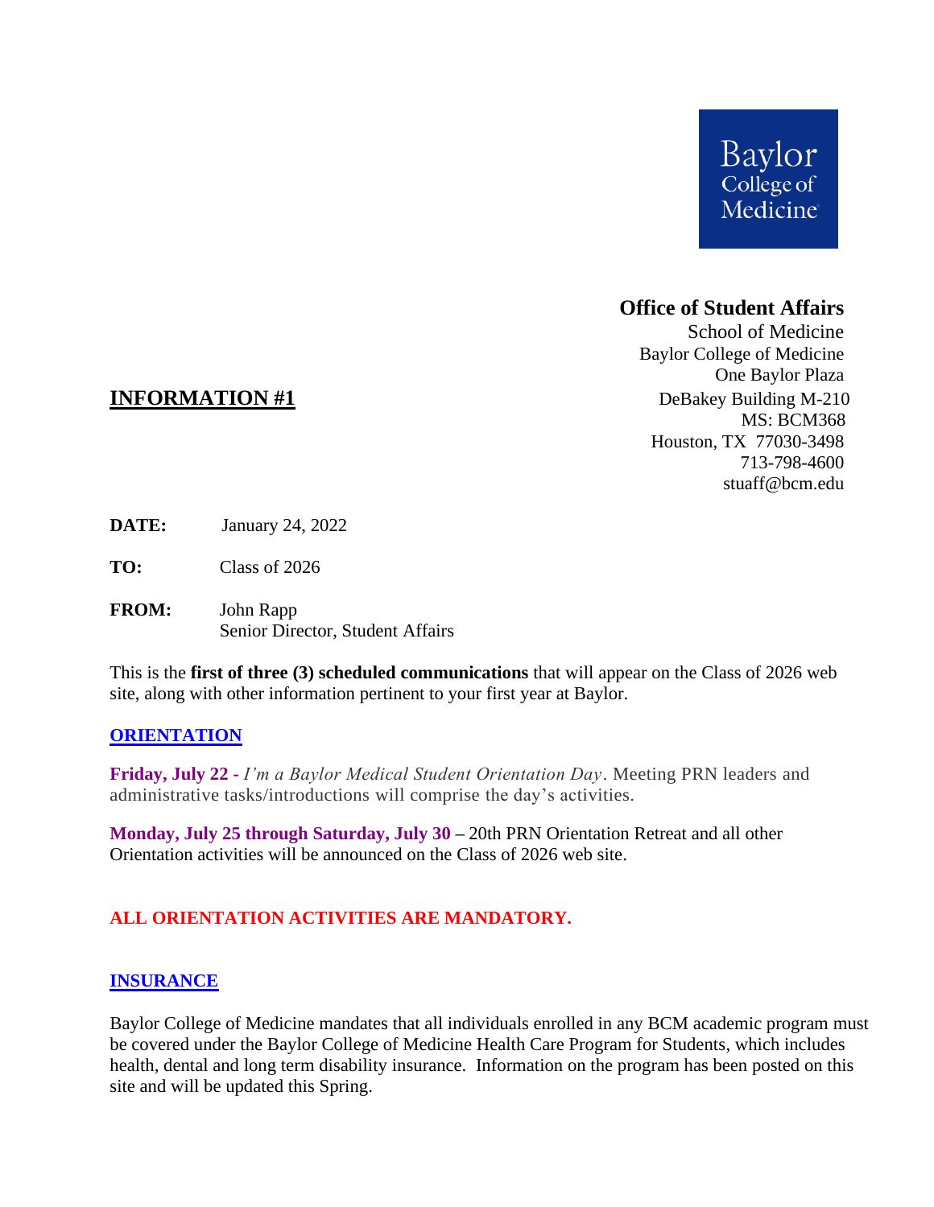Baylor College of Medicine

**Office of Student Affairs**
School of Medicine
Baylor College of Medicine
One Baylor Plaza
DeBakey Building M-210
MS: BCM368
Houston, TX 77030-3498
713-798-4600
stuaff@bcm.edu

## INFORMATION #1

**DATE:** January 24, 2022

**TO:** Class of 2026

**FROM:** John Rapp
Senior Director, Student Affairs

This is the **first of three (3) scheduled communications** that will appear on the Class of 2026 web site, along with other information pertinent to your first year at Baylor.

### ORIENTATION

**Friday, July 22** - *I'm a Baylor Medical Student Orientation Day*. Meeting PRN leaders and administrative tasks/introductions will comprise the day's activities.

**Monday, July 25 through Saturday, July 30** – 20th PRN Orientation Retreat and all other Orientation activities will be announced on the Class of 2026 web site.

**ALL ORIENTATION ACTIVITIES ARE MANDATORY.**

### INSURANCE

Baylor College of Medicine mandates that all individuals enrolled in any BCM academic program must be covered under the Baylor College of Medicine Health Care Program for Students, which includes health, dental and long term disability insurance. Information on the program has been posted on this site and will be updated this Spring.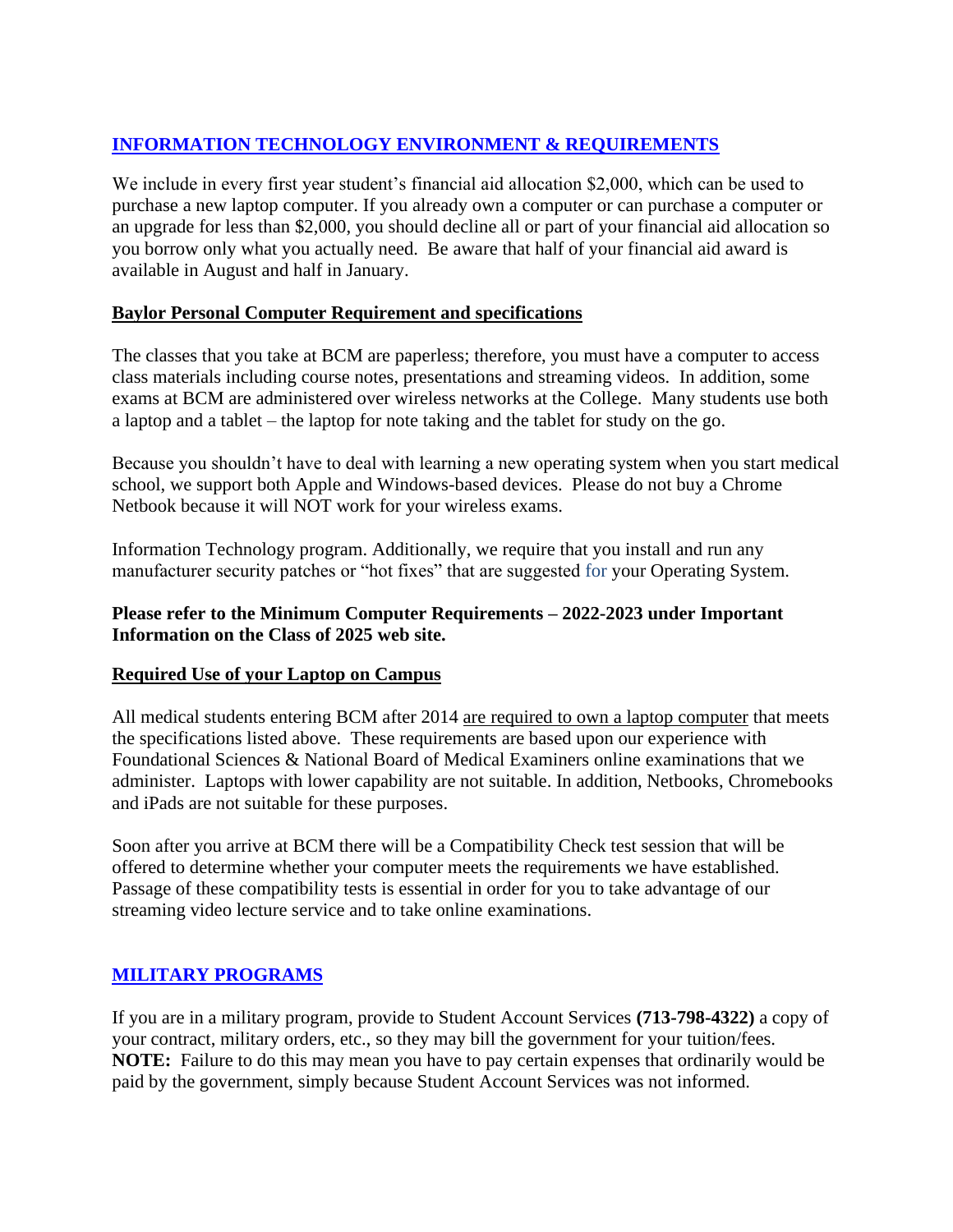## [INFORMATION TECHNOLOGY ENVIRONMENT & REQUIREMENTS]

We include in every first year student's financial aid allocation $2,000, which can be used to purchase a new laptop computer. If you already own a computer or can purchase a computer or an upgrade for less than $2,000, you should decline all or part of your financial aid allocation so you borrow only what you actually need. Be aware that half of your financial aid award is available in August and half in January.

### Baylor Personal Computer Requirement and specifications

The classes that you take at BCM are paperless; therefore, you must have a computer to access class materials including course notes, presentations and streaming videos. In addition, some exams at BCM are administered over wireless networks at the College. Many students use both a laptop and a tablet – the laptop for note taking and the tablet for study on the go.

Because you shouldn't have to deal with learning a new operating system when you start medical school, we support both Apple and Windows-based devices. Please do not buy a Chrome Netbook because it will NOT work for your wireless exams.

Information Technology program. Additionally, we require that you install and run any manufacturer security patches or "hot fixes" that are suggested for your Operating System.

**Please refer to the Minimum Computer Requirements – 2022-2023 under Important Information on the Class of 2025 web site.**

### Required Use of your Laptop on Campus

All medical students entering BCM after 2014 are required to own a laptop computer that meets the specifications listed above. These requirements are based upon our experience with Foundational Sciences & National Board of Medical Examiners online examinations that we administer. Laptops with lower capability are not suitable. In addition, Netbooks, Chromebooks and iPads are not suitable for these purposes.

Soon after you arrive at BCM there will be a Compatibility Check test session that will be offered to determine whether your computer meets the requirements we have established. Passage of these compatibility tests is essential in order for you to take advantage of our streaming video lecture service and to take online examinations.

## [MILITARY PROGRAMS]

If you are in a military program, provide to Student Account Services **(713-798-4322)** a copy of your contract, military orders, etc., so they may bill the government for your tuition/fees. **NOTE:** Failure to do this may mean you have to pay certain expenses that ordinarily would be paid by the government, simply because Student Account Services was not informed.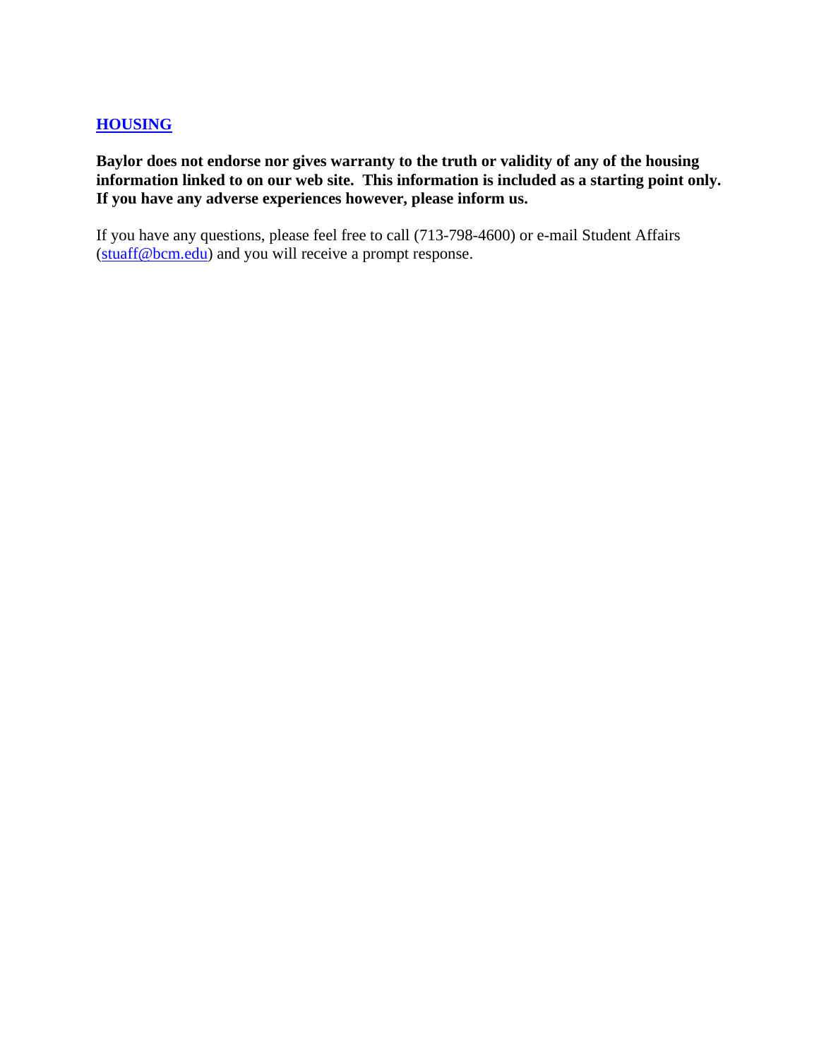## HOUSING

**Baylor does not endorse nor gives warranty to the truth or validity of any of the housing information linked to on our web site. This information is included as a starting point only. If you have any adverse experiences however, please inform us.**

If you have any questions, please feel free to call (713-798-4600) or e-mail Student Affairs (stuaff@bcm.edu) and you will receive a prompt response.